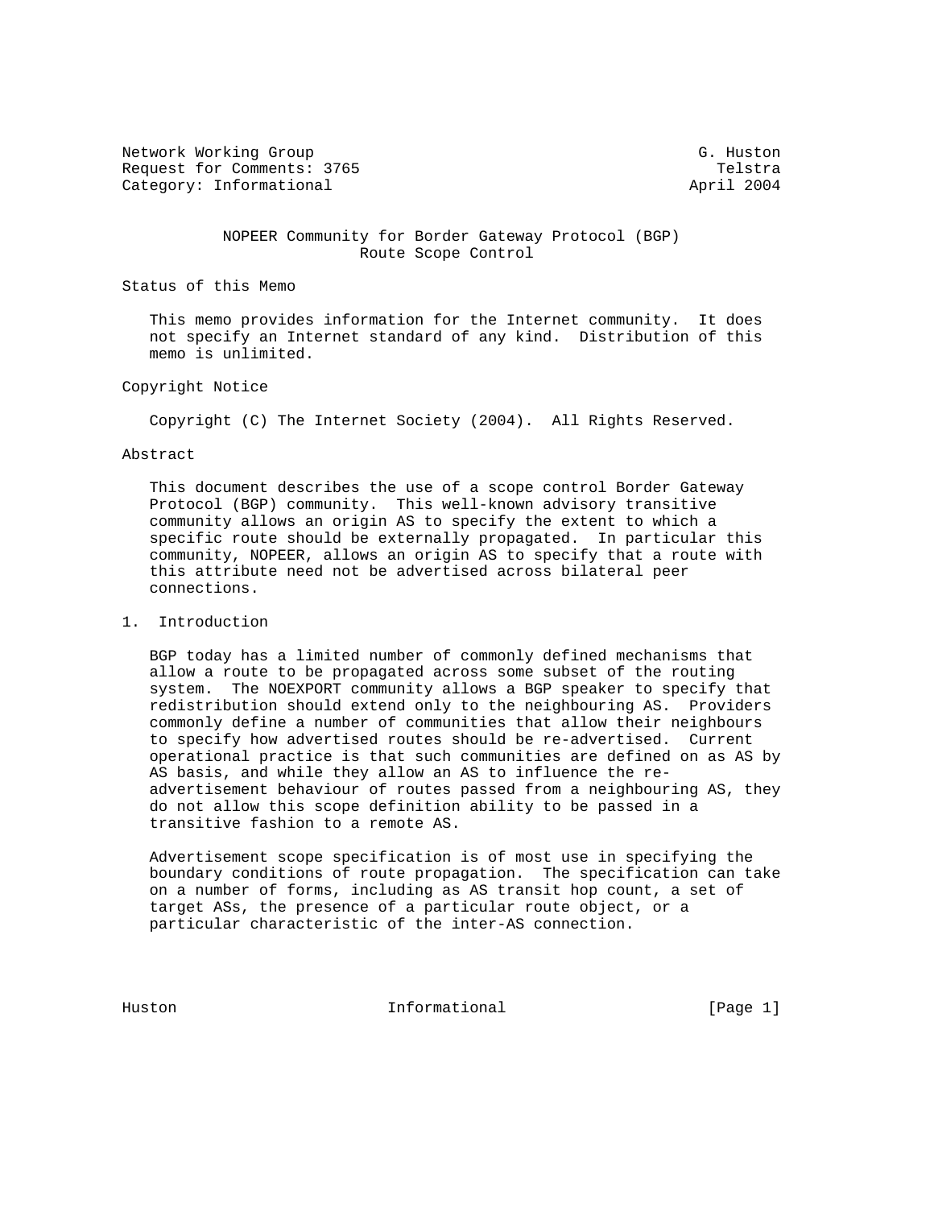Network Working Group G. Huston
Request for Comments: 3765 Telstra
Category: Informational April 2004

# NOPEER Community for Border Gateway Protocol (BGP) Route Scope Control

## Status of this Memo

This memo provides information for the Internet community. It does not specify an Internet standard of any kind. Distribution of this memo is unlimited.

## Copyright Notice

Copyright (C) The Internet Society (2004). All Rights Reserved.

## Abstract

This document describes the use of a scope control Border Gateway Protocol (BGP) community. This well-known advisory transitive community allows an origin AS to specify the extent to which a specific route should be externally propagated. In particular this community, NOPEER, allows an origin AS to specify that a route with this attribute need not be advertised across bilateral peer connections.

## 1. Introduction

BGP today has a limited number of commonly defined mechanisms that allow a route to be propagated across some subset of the routing system. The NOEXPORT community allows a BGP speaker to specify that redistribution should extend only to the neighbouring AS. Providers commonly define a number of communities that allow their neighbours to specify how advertised routes should be re-advertised. Current operational practice is that such communities are defined on as AS by AS basis, and while they allow an AS to influence the re-advertisement behaviour of routes passed from a neighbouring AS, they do not allow this scope definition ability to be passed in a transitive fashion to a remote AS.

Advertisement scope specification is of most use in specifying the boundary conditions of route propagation. The specification can take on a number of forms, including as AS transit hop count, a set of target ASs, the presence of a particular route object, or a particular characteristic of the inter-AS connection.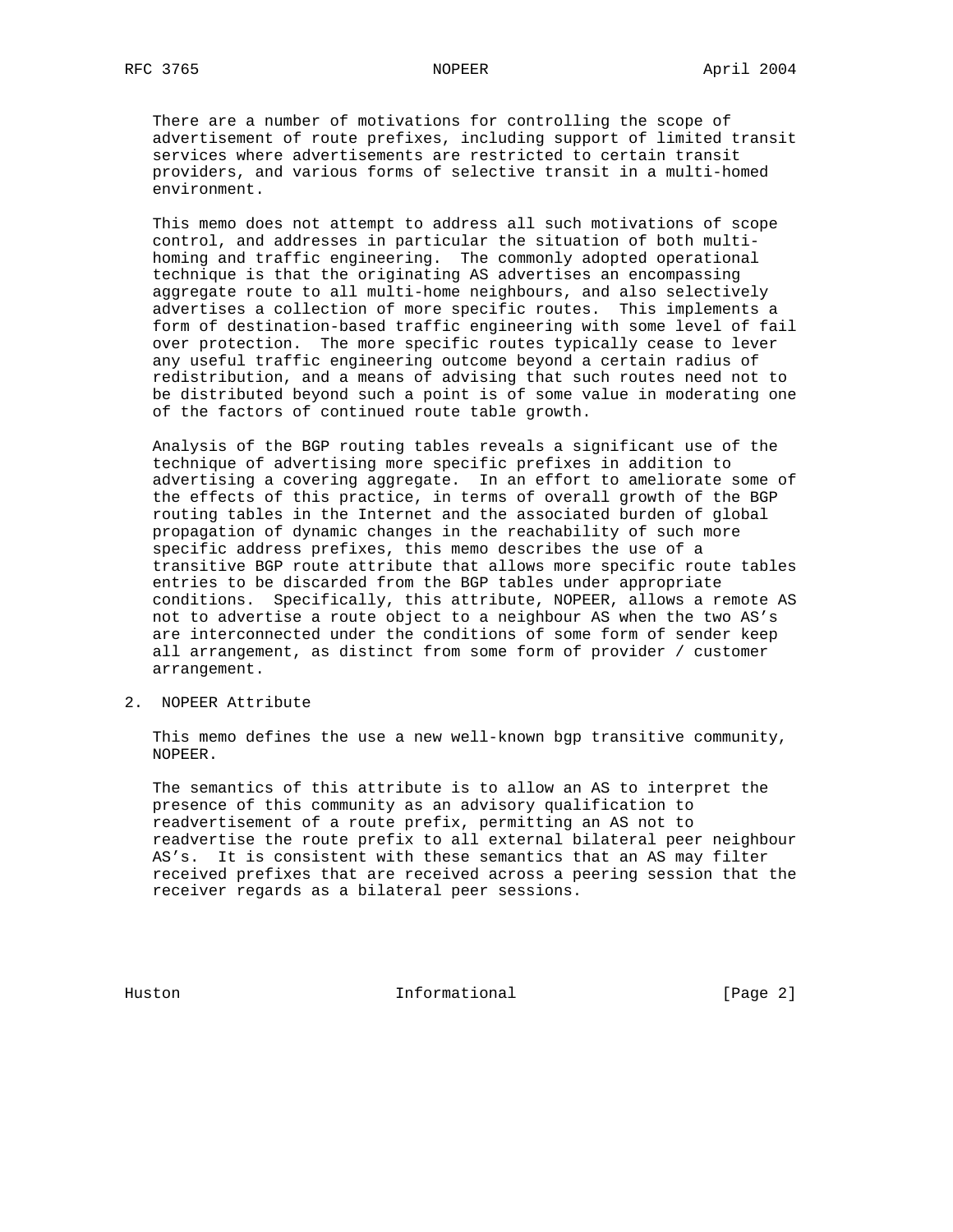There are a number of motivations for controlling the scope of advertisement of route prefixes, including support of limited transit services where advertisements are restricted to certain transit providers, and various forms of selective transit in a multi-homed environment.

This memo does not attempt to address all such motivations of scope control, and addresses in particular the situation of both multi-homing and traffic engineering. The commonly adopted operational technique is that the originating AS advertises an encompassing aggregate route to all multi-home neighbours, and also selectively advertises a collection of more specific routes. This implements a form of destination-based traffic engineering with some level of fail over protection. The more specific routes typically cease to lever any useful traffic engineering outcome beyond a certain radius of redistribution, and a means of advising that such routes need not to be distributed beyond such a point is of some value in moderating one of the factors of continued route table growth.

Analysis of the BGP routing tables reveals a significant use of the technique of advertising more specific prefixes in addition to advertising a covering aggregate. In an effort to ameliorate some of the effects of this practice, in terms of overall growth of the BGP routing tables in the Internet and the associated burden of global propagation of dynamic changes in the reachability of such more specific address prefixes, this memo describes the use of a transitive BGP route attribute that allows more specific route tables entries to be discarded from the BGP tables under appropriate conditions. Specifically, this attribute, NOPEER, allows a remote AS not to advertise a route object to a neighbour AS when the two AS's are interconnected under the conditions of some form of sender keep all arrangement, as distinct from some form of provider / customer arrangement.

## 2. NOPEER Attribute

This memo defines the use a new well-known bgp transitive community, NOPEER.

The semantics of this attribute is to allow an AS to interpret the presence of this community as an advisory qualification to readvertisement of a route prefix, permitting an AS not to readvertise the route prefix to all external bilateral peer neighbour AS's. It is consistent with these semantics that an AS may filter received prefixes that are received across a peering session that the receiver regards as a bilateral peer sessions.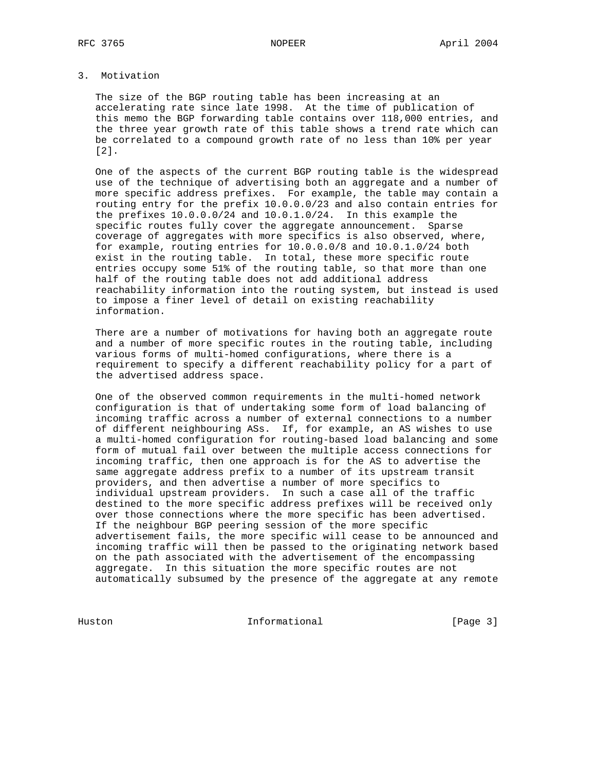## 3. Motivation

The size of the BGP routing table has been increasing at an accelerating rate since late 1998. At the time of publication of this memo the BGP forwarding table contains over 118,000 entries, and the three year growth rate of this table shows a trend rate which can be correlated to a compound growth rate of no less than 10% per year [2].

One of the aspects of the current BGP routing table is the widespread use of the technique of advertising both an aggregate and a number of more specific address prefixes. For example, the table may contain a routing entry for the prefix 10.0.0.0/23 and also contain entries for the prefixes 10.0.0.0/24 and 10.0.1.0/24. In this example the specific routes fully cover the aggregate announcement. Sparse coverage of aggregates with more specifics is also observed, where, for example, routing entries for 10.0.0.0/8 and 10.0.1.0/24 both exist in the routing table. In total, these more specific route entries occupy some 51% of the routing table, so that more than one half of the routing table does not add additional address reachability information into the routing system, but instead is used to impose a finer level of detail on existing reachability information.

There are a number of motivations for having both an aggregate route and a number of more specific routes in the routing table, including various forms of multi-homed configurations, where there is a requirement to specify a different reachability policy for a part of the advertised address space.

One of the observed common requirements in the multi-homed network configuration is that of undertaking some form of load balancing of incoming traffic across a number of external connections to a number of different neighbouring ASs. If, for example, an AS wishes to use a multi-homed configuration for routing-based load balancing and some form of mutual fail over between the multiple access connections for incoming traffic, then one approach is for the AS to advertise the same aggregate address prefix to a number of its upstream transit providers, and then advertise a number of more specifics to individual upstream providers. In such a case all of the traffic destined to the more specific address prefixes will be received only over those connections where the more specific has been advertised. If the neighbour BGP peering session of the more specific advertisement fails, the more specific will cease to be announced and incoming traffic will then be passed to the originating network based on the path associated with the advertisement of the encompassing aggregate. In this situation the more specific routes are not automatically subsumed by the presence of the aggregate at any remote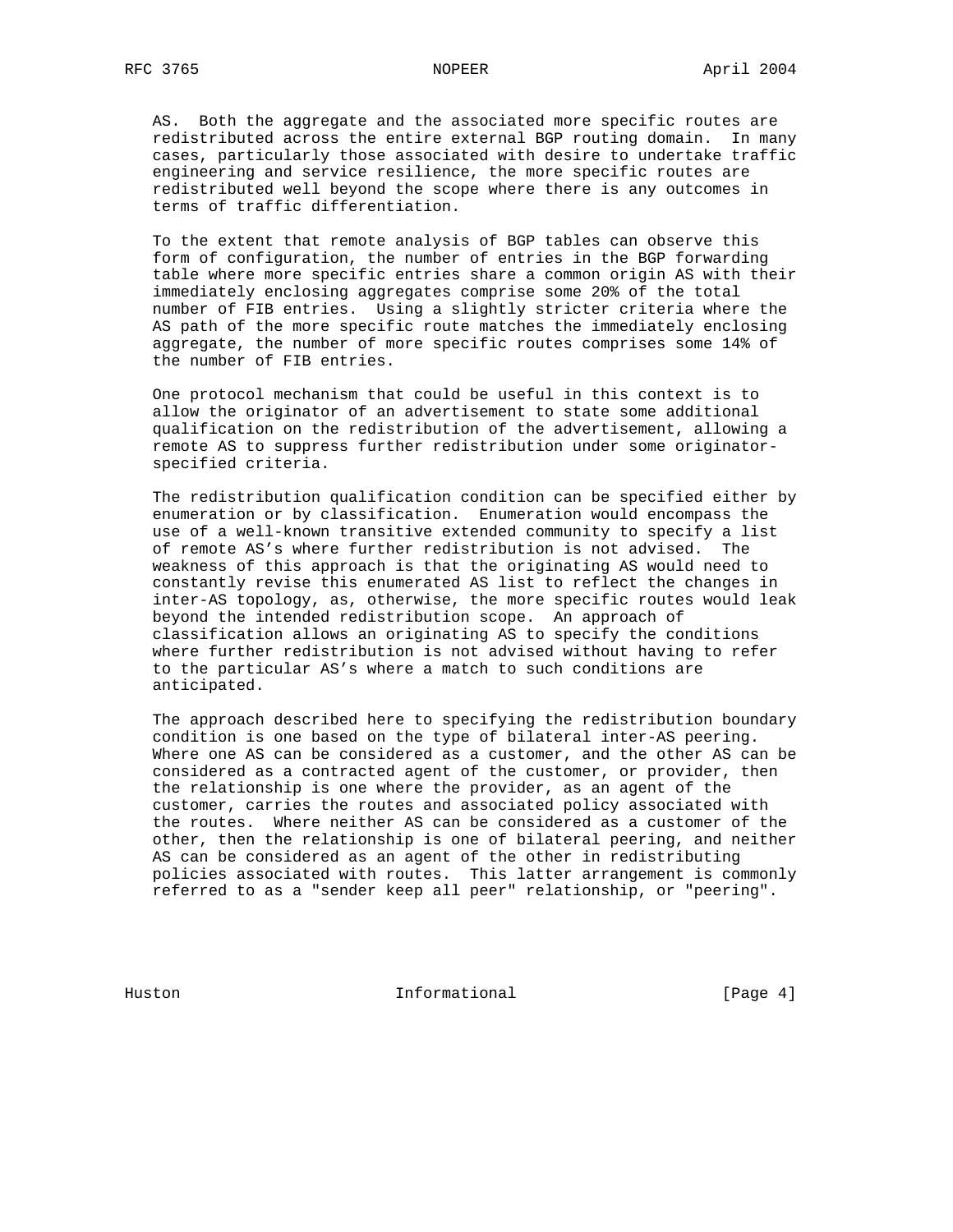AS. Both the aggregate and the associated more specific routes are redistributed across the entire external BGP routing domain. In many cases, particularly those associated with desire to undertake traffic engineering and service resilience, the more specific routes are redistributed well beyond the scope where there is any outcomes in terms of traffic differentiation.

To the extent that remote analysis of BGP tables can observe this form of configuration, the number of entries in the BGP forwarding table where more specific entries share a common origin AS with their immediately enclosing aggregates comprise some 20% of the total number of FIB entries. Using a slightly stricter criteria where the AS path of the more specific route matches the immediately enclosing aggregate, the number of more specific routes comprises some 14% of the number of FIB entries.

One protocol mechanism that could be useful in this context is to allow the originator of an advertisement to state some additional qualification on the redistribution of the advertisement, allowing a remote AS to suppress further redistribution under some originator-specified criteria.

The redistribution qualification condition can be specified either by enumeration or by classification. Enumeration would encompass the use of a well-known transitive extended community to specify a list of remote AS's where further redistribution is not advised. The weakness of this approach is that the originating AS would need to constantly revise this enumerated AS list to reflect the changes in inter-AS topology, as, otherwise, the more specific routes would leak beyond the intended redistribution scope. An approach of classification allows an originating AS to specify the conditions where further redistribution is not advised without having to refer to the particular AS's where a match to such conditions are anticipated.

The approach described here to specifying the redistribution boundary condition is one based on the type of bilateral inter-AS peering. Where one AS can be considered as a customer, and the other AS can be considered as a contracted agent of the customer, or provider, then the relationship is one where the provider, as an agent of the customer, carries the routes and associated policy associated with the routes. Where neither AS can be considered as a customer of the other, then the relationship is one of bilateral peering, and neither AS can be considered as an agent of the other in redistributing policies associated with routes. This latter arrangement is commonly referred to as a "sender keep all peer" relationship, or "peering".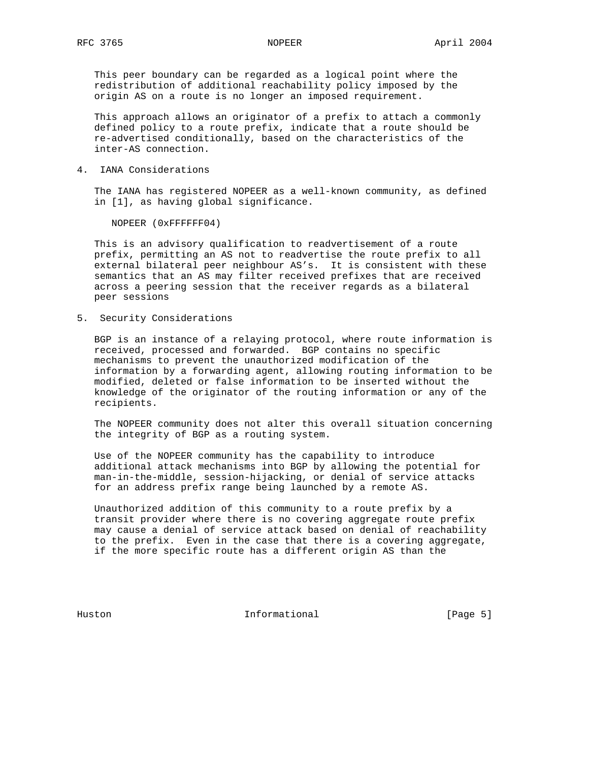This peer boundary can be regarded as a logical point where the redistribution of additional reachability policy imposed by the origin AS on a route is no longer an imposed requirement.

This approach allows an originator of a prefix to attach a commonly defined policy to a route prefix, indicate that a route should be re-advertised conditionally, based on the characteristics of the inter-AS connection.

## 4. IANA Considerations

The IANA has registered NOPEER as a well-known community, as defined in [1], as having global significance.

NOPEER (0xFFFFFF04)

This is an advisory qualification to readvertisement of a route prefix, permitting an AS not to readvertise the route prefix to all external bilateral peer neighbour AS's. It is consistent with these semantics that an AS may filter received prefixes that are received across a peering session that the receiver regards as a bilateral peer sessions

## 5. Security Considerations

BGP is an instance of a relaying protocol, where route information is received, processed and forwarded. BGP contains no specific mechanisms to prevent the unauthorized modification of the information by a forwarding agent, allowing routing information to be modified, deleted or false information to be inserted without the knowledge of the originator of the routing information or any of the recipients.

The NOPEER community does not alter this overall situation concerning the integrity of BGP as a routing system.

Use of the NOPEER community has the capability to introduce additional attack mechanisms into BGP by allowing the potential for man-in-the-middle, session-hijacking, or denial of service attacks for an address prefix range being launched by a remote AS.

Unauthorized addition of this community to a route prefix by a transit provider where there is no covering aggregate route prefix may cause a denial of service attack based on denial of reachability to the prefix. Even in the case that there is a covering aggregate, if the more specific route has a different origin AS than the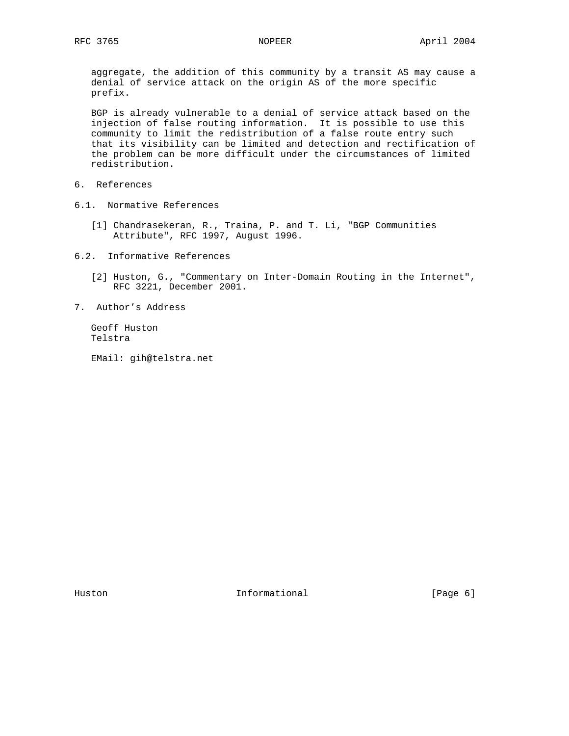aggregate, the addition of this community by a transit AS may cause a denial of service attack on the origin AS of the more specific prefix.

BGP is already vulnerable to a denial of service attack based on the injection of false routing information. It is possible to use this community to limit the redistribution of a false route entry such that its visibility can be limited and detection and rectification of the problem can be more difficult under the circumstances of limited redistribution.

## 6. References

### 6.1. Normative References

[1] Chandrasekeran, R., Traina, P. and T. Li, "BGP Communities Attribute", RFC 1997, August 1996.

### 6.2. Informative References

[2] Huston, G., "Commentary on Inter-Domain Routing in the Internet", RFC 3221, December 2001.

## 7. Author’s Address

Geoff Huston
Telstra

EMail: gih@telstra.net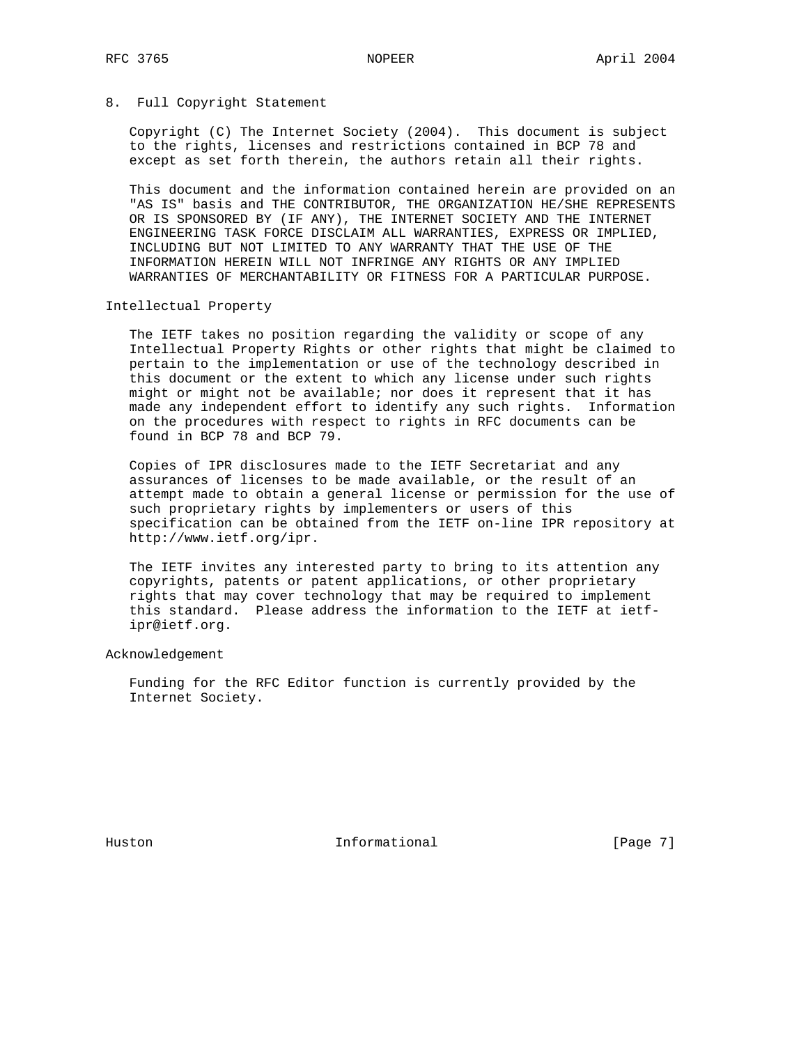## 8. Full Copyright Statement

Copyright (C) The Internet Society (2004). This document is subject to the rights, licenses and restrictions contained in BCP 78 and except as set forth therein, the authors retain all their rights.

This document and the information contained herein are provided on an "AS IS" basis and THE CONTRIBUTOR, THE ORGANIZATION HE/SHE REPRESENTS OR IS SPONSORED BY (IF ANY), THE INTERNET SOCIETY AND THE INTERNET ENGINEERING TASK FORCE DISCLAIM ALL WARRANTIES, EXPRESS OR IMPLIED, INCLUDING BUT NOT LIMITED TO ANY WARRANTY THAT THE USE OF THE INFORMATION HEREIN WILL NOT INFRINGE ANY RIGHTS OR ANY IMPLIED WARRANTIES OF MERCHANTABILITY OR FITNESS FOR A PARTICULAR PURPOSE.

## Intellectual Property

The IETF takes no position regarding the validity or scope of any Intellectual Property Rights or other rights that might be claimed to pertain to the implementation or use of the technology described in this document or the extent to which any license under such rights might or might not be available; nor does it represent that it has made any independent effort to identify any such rights. Information on the procedures with respect to rights in RFC documents can be found in BCP 78 and BCP 79.

Copies of IPR disclosures made to the IETF Secretariat and any assurances of licenses to be made available, or the result of an attempt made to obtain a general license or permission for the use of such proprietary rights by implementers or users of this specification can be obtained from the IETF on-line IPR repository at http://www.ietf.org/ipr.

The IETF invites any interested party to bring to its attention any copyrights, patents or patent applications, or other proprietary rights that may cover technology that may be required to implement this standard. Please address the information to the IETF at ietf-ipr@ietf.org.

## Acknowledgement

Funding for the RFC Editor function is currently provided by the Internet Society.